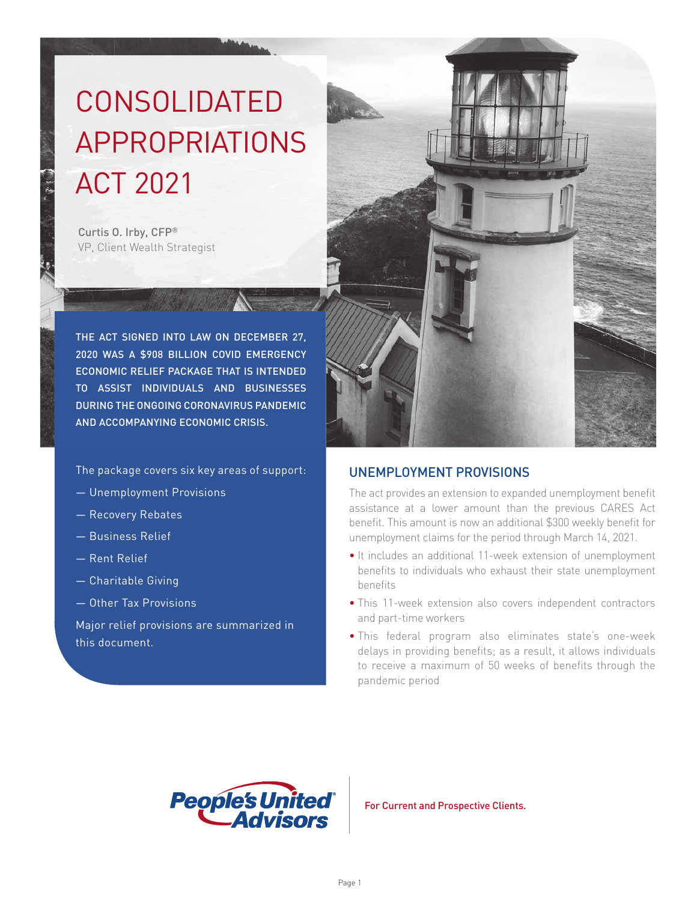# CONSOLIDATED APPROPRIATIONS ACT 2021

Curtis O. Irby, CFP®
VP, Client Wealth Strategist

**THE ACT SIGNED INTO LAW ON DECEMBER 27, 2020 WAS A $908 BILLION COVID EMERGENCY ECONOMIC RELIEF PACKAGE THAT IS INTENDED TO ASSIST INDIVIDUALS AND BUSINESSES DURING THE ONGOING CORONAVIRUS PANDEMIC AND ACCOMPANYING ECONOMIC CRISIS.**

The package covers six key areas of support:

— Unemployment Provisions

— Recovery Rebates

— Business Relief

— Rent Relief

— Charitable Giving

— Other Tax Provisions

Major relief provisions are summarized in this document.

## UNEMPLOYMENT PROVISIONS

The act provides an extension to expanded unemployment benefit assistance at a lower amount than the previous CARES Act benefit. This amount is now an additional $300 weekly benefit for unemployment claims for the period through March 14, 2021.

- It includes an additional 11-week extension of unemployment benefits to individuals who exhaust their state unemployment benefits
- This 11-week extension also covers independent contractors and part-time workers
- This federal program also eliminates state's one-week delays in providing benefits; as a result, it allows individuals to receive a maximum of 50 weeks of benefits through the pandemic period

People's United Advisors

For Current and Prospective Clients.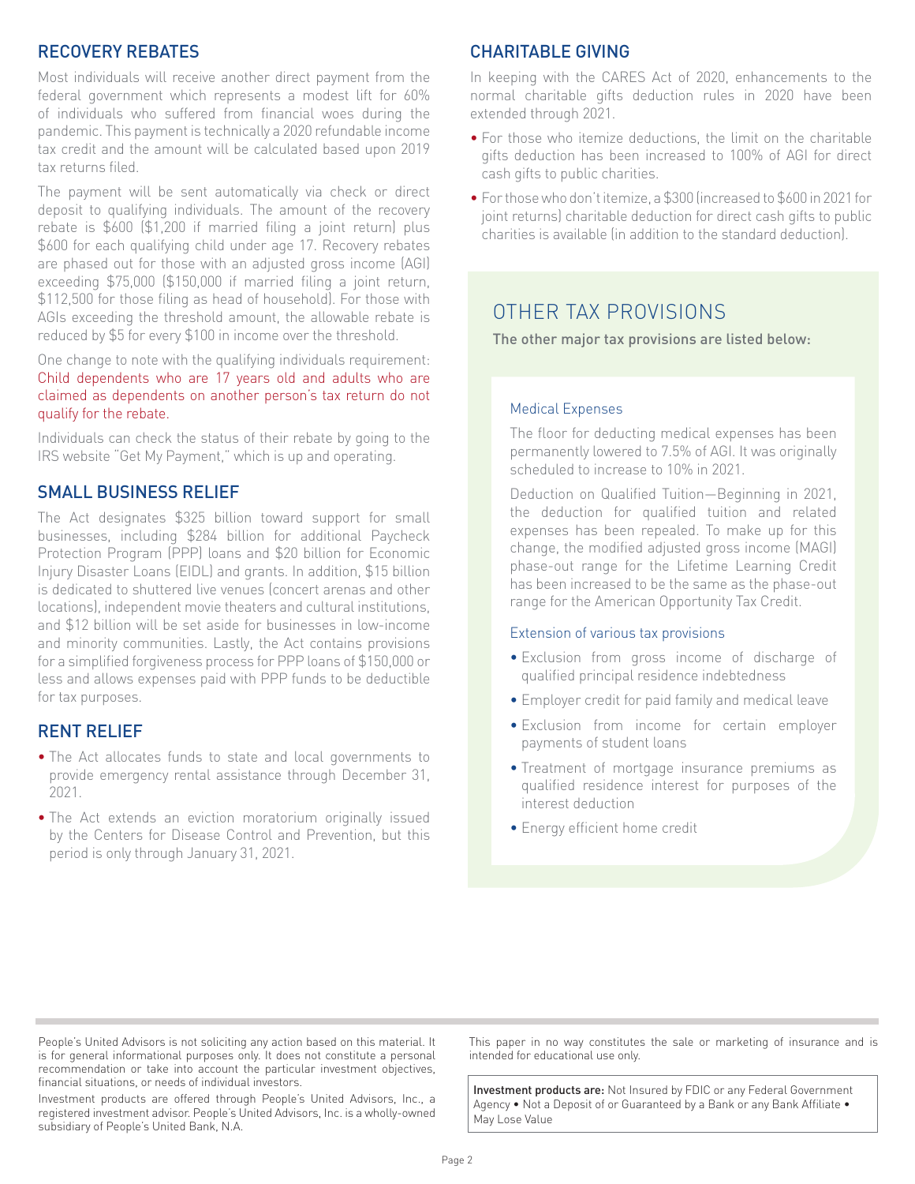## RECOVERY REBATES

Most individuals will receive another direct payment from the federal government which represents a modest lift for 60% of individuals who suffered from financial woes during the pandemic. This payment is technically a 2020 refundable income tax credit and the amount will be calculated based upon 2019 tax returns filed.

The payment will be sent automatically via check or direct deposit to qualifying individuals. The amount of the recovery rebate is $600 ($1,200 if married filing a joint return) plus $600 for each qualifying child under age 17. Recovery rebates are phased out for those with an adjusted gross income (AGI) exceeding $75,000 ($150,000 if married filing a joint return, $112,500 for those filing as head of household). For those with AGIs exceeding the threshold amount, the allowable rebate is reduced by $5 for every $100 in income over the threshold.

One change to note with the qualifying individuals requirement: Child dependents who are 17 years old and adults who are claimed as dependents on another person's tax return do not qualify for the rebate.

Individuals can check the status of their rebate by going to the IRS website "Get My Payment," which is up and operating.

## SMALL BUSINESS RELIEF

The Act designates $325 billion toward support for small businesses, including $284 billion for additional Paycheck Protection Program (PPP) loans and $20 billion for Economic Injury Disaster Loans (EIDL) and grants. In addition, $15 billion is dedicated to shuttered live venues (concert arenas and other locations), independent movie theaters and cultural institutions, and $12 billion will be set aside for businesses in low-income and minority communities. Lastly, the Act contains provisions for a simplified forgiveness process for PPP loans of $150,000 or less and allows expenses paid with PPP funds to be deductible for tax purposes.

## RENT RELIEF

- The Act allocates funds to state and local governments to provide emergency rental assistance through December 31, 2021.
- The Act extends an eviction moratorium originally issued by the Centers for Disease Control and Prevention, but this period is only through January 31, 2021.

## CHARITABLE GIVING

In keeping with the CARES Act of 2020, enhancements to the normal charitable gifts deduction rules in 2020 have been extended through 2021.

- For those who itemize deductions, the limit on the charitable gifts deduction has been increased to 100% of AGI for direct cash gifts to public charities.
- For those who don't itemize, a $300 (increased to $600 in 2021 for joint returns) charitable deduction for direct cash gifts to public charities is available (in addition to the standard deduction).

## OTHER TAX PROVISIONS

**The other major tax provisions are listed below:**

### Medical Expenses

The floor for deducting medical expenses has been permanently lowered to 7.5% of AGI. It was originally scheduled to increase to 10% in 2021.

Deduction on Qualified Tuition—Beginning in 2021, the deduction for qualified tuition and related expenses has been repealed. To make up for this change, the modified adjusted gross income (MAGI) phase-out range for the Lifetime Learning Credit has been increased to be the same as the phase-out range for the American Opportunity Tax Credit.

### Extension of various tax provisions

- Exclusion from gross income of discharge of qualified principal residence indebtedness
- Employer credit for paid family and medical leave
- Exclusion from income for certain employer payments of student loans
- Treatment of mortgage insurance premiums as qualified residence interest for purposes of the interest deduction
- Energy efficient home credit

People's United Advisors is not soliciting any action based on this material. It is for general informational purposes only. It does not constitute a personal recommendation or take into account the particular investment objectives, financial situations, or needs of individual investors.

Investment products are offered through People's United Advisors, Inc., a registered investment advisor. People's United Advisors, Inc. is a wholly-owned subsidiary of People's United Bank, N.A.

This paper in no way constitutes the sale or marketing of insurance and is intended for educational use only.

**Investment products are:** Not Insured by FDIC or any Federal Government Agency • Not a Deposit of or Guaranteed by a Bank or any Bank Affiliate • May Lose Value